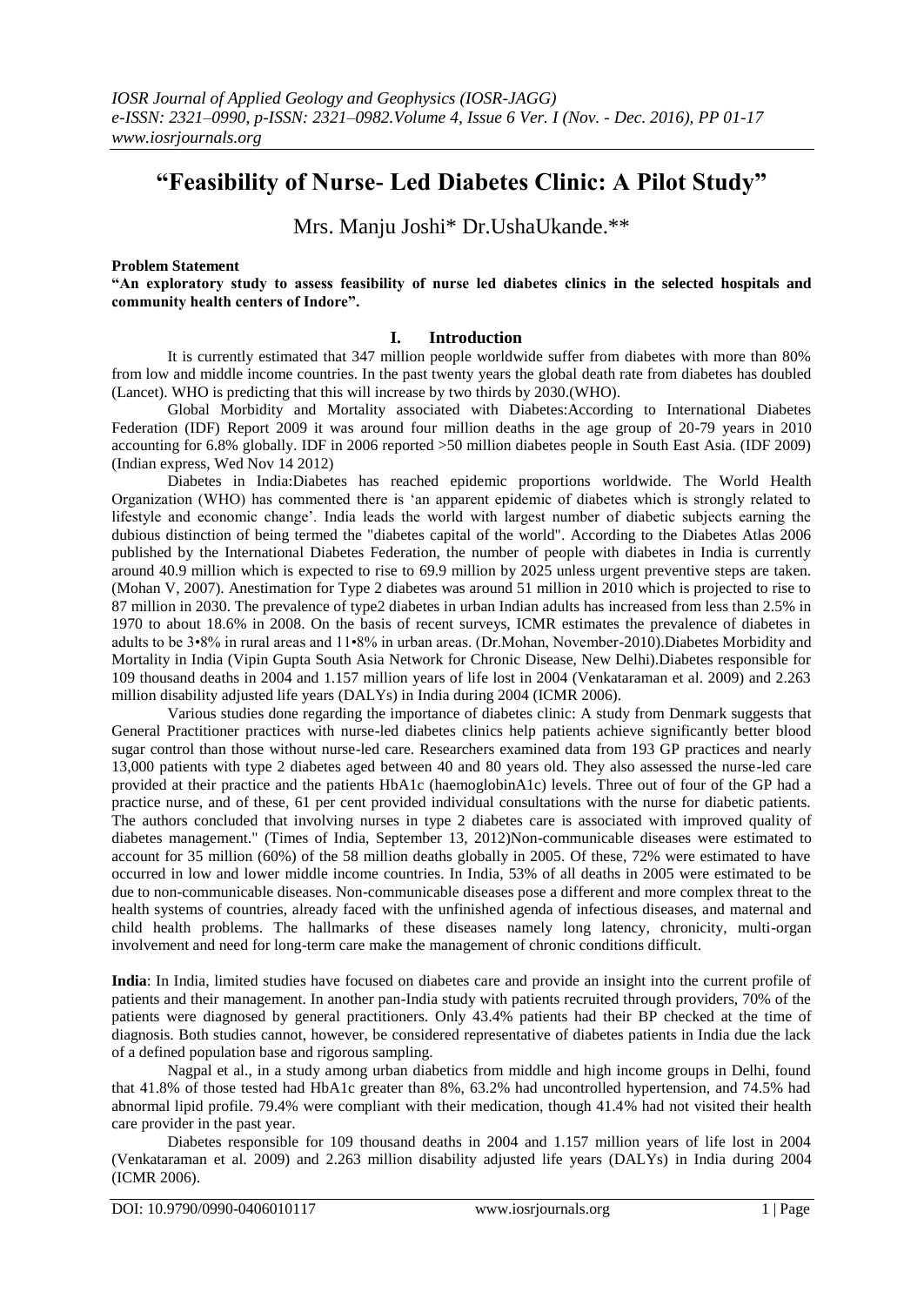# "Feasibility of Nurse- Led Diabetes Clinic: A Pilot Study"

Mrs. Manju Joshi* Dr.UshaUkande.**

**Problem Statement**

**"An exploratory study to assess feasibility of nurse led diabetes clinics in the selected hospitals and community health centers of Indore".**

## I. Introduction

It is currently estimated that 347 million people worldwide suffer from diabetes with more than 80% from low and middle income countries. In the past twenty years the global death rate from diabetes has doubled (Lancet). WHO is predicting that this will increase by two thirds by 2030.(WHO).

Global Morbidity and Mortality associated with Diabetes:According to International Diabetes Federation (IDF) Report 2009 it was around four million deaths in the age group of 20-79 years in 2010 accounting for 6.8% globally. IDF in 2006 reported >50 million diabetes people in South East Asia. (IDF 2009) (Indian express, Wed Nov 14 2012)

Diabetes in India:Diabetes has reached epidemic proportions worldwide. The World Health Organization (WHO) has commented there is 'an apparent epidemic of diabetes which is strongly related to lifestyle and economic change'. India leads the world with largest number of diabetic subjects earning the dubious distinction of being termed the "diabetes capital of the world". According to the Diabetes Atlas 2006 published by the International Diabetes Federation, the number of people with diabetes in India is currently around 40.9 million which is expected to rise to 69.9 million by 2025 unless urgent preventive steps are taken. (Mohan V, 2007). Anestimation for Type 2 diabetes was around 51 million in 2010 which is projected to rise to 87 million in 2030. The prevalence of type2 diabetes in urban Indian adults has increased from less than 2.5% in 1970 to about 18.6% in 2008. On the basis of recent surveys, ICMR estimates the prevalence of diabetes in adults to be 3•8% in rural areas and 11•8% in urban areas. (Dr.Mohan, November-2010).Diabetes Morbidity and Mortality in India (Vipin Gupta South Asia Network for Chronic Disease, New Delhi).Diabetes responsible for 109 thousand deaths in 2004 and 1.157 million years of life lost in 2004 (Venkataraman et al. 2009) and 2.263 million disability adjusted life years (DALYs) in India during 2004 (ICMR 2006).

Various studies done regarding the importance of diabetes clinic: A study from Denmark suggests that General Practitioner practices with nurse-led diabetes clinics help patients achieve significantly better blood sugar control than those without nurse-led care. Researchers examined data from 193 GP practices and nearly 13,000 patients with type 2 diabetes aged between 40 and 80 years old. They also assessed the nurse-led care provided at their practice and the patients HbA1c (haemoglobinA1c) levels. Three out of four of the GP had a practice nurse, and of these, 61 per cent provided individual consultations with the nurse for diabetic patients. The authors concluded that involving nurses in type 2 diabetes care is associated with improved quality of diabetes management." (Times of India, September 13, 2012)Non-communicable diseases were estimated to account for 35 million (60%) of the 58 million deaths globally in 2005. Of these, 72% were estimated to have occurred in low and lower middle income countries. In India, 53% of all deaths in 2005 were estimated to be due to non-communicable diseases. Non-communicable diseases pose a different and more complex threat to the health systems of countries, already faced with the unfinished agenda of infectious diseases, and maternal and child health problems. The hallmarks of these diseases namely long latency, chronicity, multi-organ involvement and need for long-term care make the management of chronic conditions difficult.

**India**: In India, limited studies have focused on diabetes care and provide an insight into the current profile of patients and their management. In another pan-India study with patients recruited through providers, 70% of the patients were diagnosed by general practitioners. Only 43.4% patients had their BP checked at the time of diagnosis. Both studies cannot, however, be considered representative of diabetes patients in India due the lack of a defined population base and rigorous sampling.

Nagpal et al., in a study among urban diabetics from middle and high income groups in Delhi, found that 41.8% of those tested had HbA1c greater than 8%, 63.2% had uncontrolled hypertension, and 74.5% had abnormal lipid profile. 79.4% were compliant with their medication, though 41.4% had not visited their health care provider in the past year.

Diabetes responsible for 109 thousand deaths in 2004 and 1.157 million years of life lost in 2004 (Venkataraman et al. 2009) and 2.263 million disability adjusted life years (DALYs) in India during 2004 (ICMR 2006).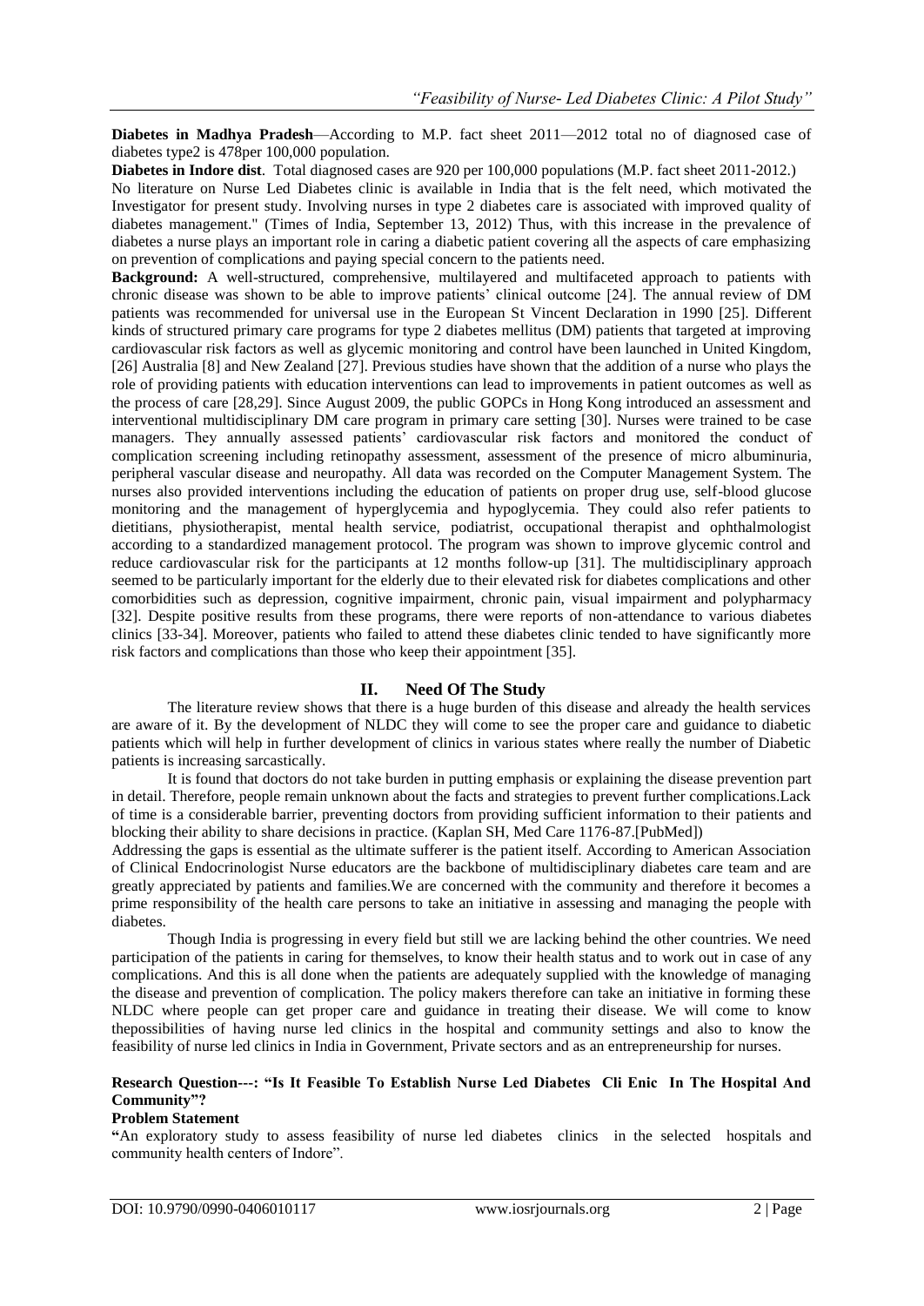**Diabetes in Madhya Pradesh**—According to M.P. fact sheet 2011—2012 total no of diagnosed case of diabetes type2 is 478per 100,000 population.

**Diabetes in Indore dist**. Total diagnosed cases are 920 per 100,000 populations (M.P. fact sheet 2011-2012.)

No literature on Nurse Led Diabetes clinic is available in India that is the felt need, which motivated the Investigator for present study. Involving nurses in type 2 diabetes care is associated with improved quality of diabetes management." (Times of India, September 13, 2012) Thus, with this increase in the prevalence of diabetes a nurse plays an important role in caring a diabetic patient covering all the aspects of care emphasizing on prevention of complications and paying special concern to the patients need.

**Background:** A well-structured, comprehensive, multilayered and multifaceted approach to patients with chronic disease was shown to be able to improve patients' clinical outcome [24]. The annual review of DM patients was recommended for universal use in the European St Vincent Declaration in 1990 [25]. Different kinds of structured primary care programs for type 2 diabetes mellitus (DM) patients that targeted at improving cardiovascular risk factors as well as glycemic monitoring and control have been launched in United Kingdom, [26] Australia [8] and New Zealand [27]. Previous studies have shown that the addition of a nurse who plays the role of providing patients with education interventions can lead to improvements in patient outcomes as well as the process of care [28,29]. Since August 2009, the public GOPCs in Hong Kong introduced an assessment and interventional multidisciplinary DM care program in primary care setting [30]. Nurses were trained to be case managers. They annually assessed patients' cardiovascular risk factors and monitored the conduct of complication screening including retinopathy assessment, assessment of the presence of micro albuminuria, peripheral vascular disease and neuropathy. All data was recorded on the Computer Management System. The nurses also provided interventions including the education of patients on proper drug use, self-blood glucose monitoring and the management of hyperglycemia and hypoglycemia. They could also refer patients to dietitians, physiotherapist, mental health service, podiatrist, occupational therapist and ophthalmologist according to a standardized management protocol. The program was shown to improve glycemic control and reduce cardiovascular risk for the participants at 12 months follow-up [31]. The multidisciplinary approach seemed to be particularly important for the elderly due to their elevated risk for diabetes complications and other comorbidities such as depression, cognitive impairment, chronic pain, visual impairment and polypharmacy [32]. Despite positive results from these programs, there were reports of non-attendance to various diabetes clinics [33-34]. Moreover, patients who failed to attend these diabetes clinic tended to have significantly more risk factors and complications than those who keep their appointment [35].

## II. Need Of The Study

The literature review shows that there is a huge burden of this disease and already the health services are aware of it. By the development of NLDC they will come to see the proper care and guidance to diabetic patients which will help in further development of clinics in various states where really the number of Diabetic patients is increasing sarcastically.

It is found that doctors do not take burden in putting emphasis or explaining the disease prevention part in detail. Therefore, people remain unknown about the facts and strategies to prevent further complications.Lack of time is a considerable barrier, preventing doctors from providing sufficient information to their patients and blocking their ability to share decisions in practice. (Kaplan SH, Med Care 1176-87.[PubMed])

Addressing the gaps is essential as the ultimate sufferer is the patient itself. According to American Association of Clinical Endocrinologist Nurse educators are the backbone of multidisciplinary diabetes care team and are greatly appreciated by patients and families.We are concerned with the community and therefore it becomes a prime responsibility of the health care persons to take an initiative in assessing and managing the people with diabetes.

Though India is progressing in every field but still we are lacking behind the other countries. We need participation of the patients in caring for themselves, to know their health status and to work out in case of any complications. And this is all done when the patients are adequately supplied with the knowledge of managing the disease and prevention of complication. The policy makers therefore can take an initiative in forming these NLDC where people can get proper care and guidance in treating their disease. We will come to know thepossibilities of having nurse led clinics in the hospital and community settings and also to know the feasibility of nurse led clinics in India in Government, Private sectors and as an entrepreneurship for nurses.

**Research Question---: "Is It Feasible To Establish Nurse Led Diabetes Cli Enic In The Hospital And Community"?**

**Problem Statement**

**"**An exploratory study to assess feasibility of nurse led diabetes clinics in the selected hospitals and community health centers of Indore".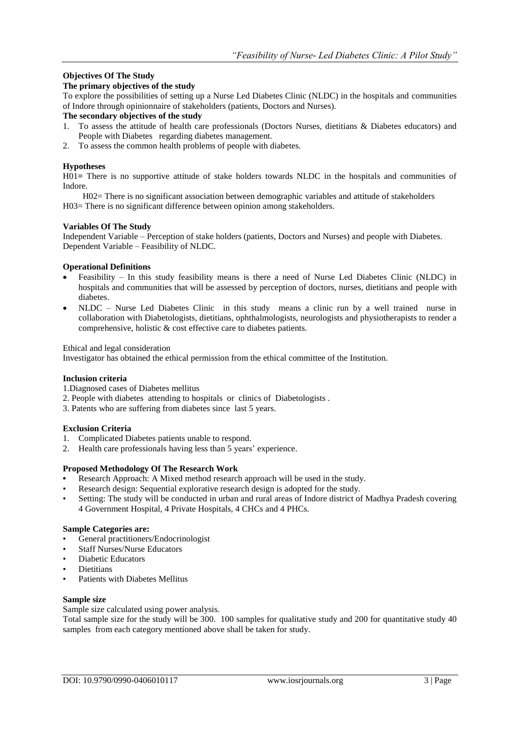**Objectives Of The Study**

**The primary objectives of the study**

To explore the possibilities of setting up a Nurse Led Diabetes Clinic (NLDC) in the hospitals and communities of Indore through opinionnaire of stakeholders (patients, Doctors and Nurses).

**The secondary objectives of the study**

1. To assess the attitude of health care professionals (Doctors Nurses, dietitians & Diabetes educators) and People with Diabetes regarding diabetes management.
2. To assess the common health problems of people with diabetes.

**Hypotheses**

H01= There is no supportive attitude of stake holders towards NLDC in the hospitals and communities of Indore.

H02= There is no significant association between demographic variables and attitude of stakeholders

H03= There is no significant difference between opinion among stakeholders.

**Variables Of The Study**

Independent Variable – Perception of stake holders (patients, Doctors and Nurses) and people with Diabetes.
Dependent Variable – Feasibility of NLDC.

**Operational Definitions**

- Feasibility – In this study feasibility means is there a need of Nurse Led Diabetes Clinic (NLDC) in hospitals and communities that will be assessed by perception of doctors, nurses, dietitians and people with diabetes.
- NLDC – Nurse Led Diabetes Clinic in this study means a clinic run by a well trained nurse in collaboration with Diabetologists, dietitians, ophthalmologists, neurologists and physiotherapists to render a comprehensive, holistic & cost effective care to diabetes patients.

Ethical and legal consideration

Investigator has obtained the ethical permission from the ethical committee of the Institution.

**Inclusion criteria**

1. Diagnosed cases of Diabetes mellitus
2. People with diabetes attending to hospitals or clinics of Diabetologists .
3. Patents who are suffering from diabetes since last 5 years.

**Exclusion Criteria**

1. Complicated Diabetes patients unable to respond.
2. Health care professionals having less than 5 years' experience.

**Proposed Methodology Of The Research Work**

- Research Approach: A Mixed method research approach will be used in the study.
- Research design: Sequential explorative research design is adopted for the study.
- Setting: The study will be conducted in urban and rural areas of Indore district of Madhya Pradesh covering 4 Government Hospital, 4 Private Hospitals, 4 CHCs and 4 PHCs.

**Sample Categories are:**

- General practitioners/Endocrinologist
- Staff Nurses/Nurse Educators
- Diabetic Educators
- Dietitians
- Patients with Diabetes Mellitus

**Sample size**

Sample size calculated using power analysis.

Total sample size for the study will be 300. 100 samples for qualitative study and 200 for quantitative study 40 samples from each category mentioned above shall be taken for study.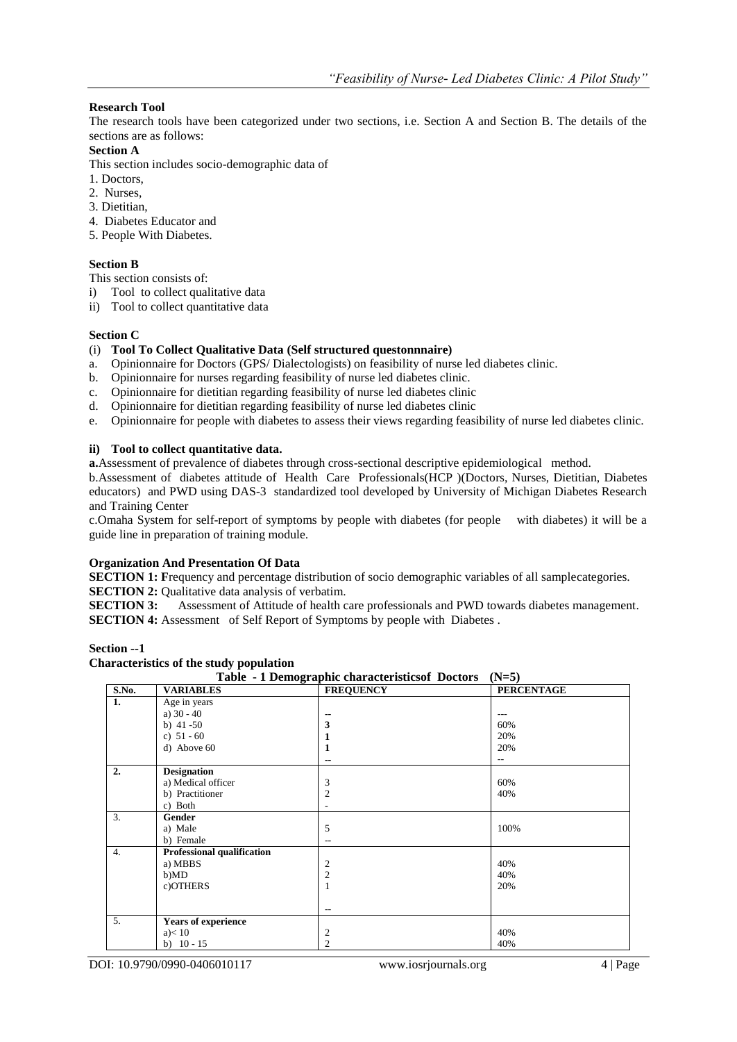**Research Tool**

The research tools have been categorized under two sections, i.e. Section A and Section B. The details of the sections are as follows:

**Section A**

This section includes socio-demographic data of

1. Doctors,
2. Nurses,
3. Dietitian,
4. Diabetes Educator and
5. People With Diabetes.

**Section B**

This section consists of:

i) Tool to collect qualitative data
ii) Tool to collect quantitative data

**Section C**

(i) **Tool To Collect Qualitative Data (Self structured questonnnaire)**

a. Opinionnaire for Doctors (GPS/ Dialectologists) on feasibility of nurse led diabetes clinic.
b. Opinionnaire for nurses regarding feasibility of nurse led diabetes clinic.
c. Opinionnaire for dietitian regarding feasibility of nurse led diabetes clinic
d. Opinionnaire for dietitian regarding feasibility of nurse led diabetes clinic
e. Opinionnaire for people with diabetes to assess their views regarding feasibility of nurse led diabetes clinic.

**ii) Tool to collect quantitative data.**

**a.**Assessment of prevalence of diabetes through cross-sectional descriptive epidemiological method.

b.Assessment of diabetes attitude of Health Care Professionals(HCP )(Doctors, Nurses, Dietitian, Diabetes educators) and PWD using DAS-3 standardized tool developed by University of Michigan Diabetes Research and Training Center

c.Omaha System for self-report of symptoms by people with diabetes (for people with diabetes) it will be a guide line in preparation of training module.

**Organization And Presentation Of Data**

**SECTION 1:** Frequency and percentage distribution of socio demographic variables of all samplecategories.

**SECTION 2:** Qualitative data analysis of verbatim.

**SECTION 3:** Assessment of Attitude of health care professionals and PWD towards diabetes management.

**SECTION 4:** Assessment of Self Report of Symptoms by people with Diabetes .

**Section --1**

**Characteristics of the study population**

**Table - 1 Demographic characteristicsof Doctors (N=5)**

| S.No. | VARIABLES | FREQUENCY | PERCENTAGE |
|---|---|---|---|
| **1.** | Age in years | | |
| | a) 30 - 40 | -- | --- |
| | b) 41 -50 | 3 | 60% |
| | c) 51 - 60 | 1 | 20% |
| | d) Above 60 | 1 | 20% |
| | | -- | -- |
| **2.** | **Designation** | | |
| | a) Medical officer | 3 | 60% |
| | b) Practitioner | 2 | 40% |
| | c) Both | - | |
| 3. | **Gender** | | |
| | a) Male | 5 | 100% |
| | b) Female | -- | |
| 4. | **Professional qualification** | | |
| | a) MBBS | 2 | 40% |
| | b)MD | 2 | 40% |
| | c)OTHERS | 1 | 20% |
| | | -- | |
| 5. | **Years of experience** | | |
| | a)< 10 | 2 | 40% |
| | b) 10 - 15 | 2 | 40% |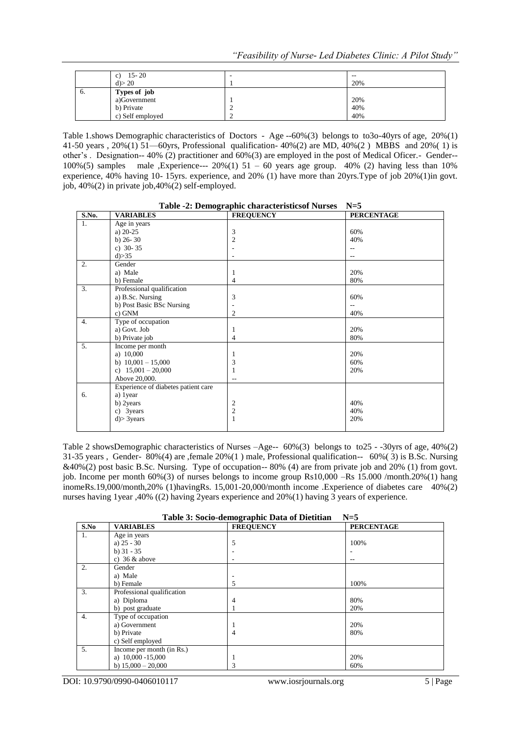|  | c) 15- 20 | - | -- |
|---|---|---|---|
|  | d)> 20 | 1 | 20% |
| 6. | **Types of job** |  |  |
|  | a)Government | 1 | 20% |
|  | b) Private | 2 | 40% |
|  | c) Self employed | 2 | 40% |

Table 1.shows Demographic characteristics of Doctors - Age --60%(3) belongs to to3o-40yrs of age, 20%(1) 41-50 years , 20%(1) 51—60yrs, Professional qualification- 40%(2) are MD, 40%(2 ) MBBS and 20%( 1) is other's . Designation-- 40% (2) practitioner and 60%(3) are employed in the post of Medical Oficer.- Gender-- 100%(5) samples male ,Experience--- 20%(1) 51 – 60 years age group. 40% (2) having less than 10% experience, 40% having 10- 15yrs. experience, and 20% (1) have more than 20yrs.Type of job 20%(1)in govt. job, 40%(2) in private job,40%(2) self-employed.

**Table -2: Demographic characteristicsof Nurses N=5**

| S.No. | VARIABLES | FREQUENCY | PERCENTAGE |
|---|---|---|---|
| 1. | Age in years |  |  |
|  | a) 20-25 | 3 | 60% |
|  | b) 26- 30 | 2 | 40% |
|  | c) 30- 35 | - | -- |
|  | d)>35 | - | -- |
| 2. | Gender |  |  |
|  | a) Male | 1 | 20% |
|  | b) Female | 4 | 80% |
| 3. | Professional qualification |  |  |
|  | a) B.Sc. Nursing | 3 | 60% |
|  | b) Post Basic BSc Nursing | - | -- |
|  | c) GNM | 2 | 40% |
| 4. | Type of occupation |  |  |
|  | a) Govt. Job | 1 | 20% |
|  | b) Private job | 4 | 80% |
| 5. | Income per month |  |  |
|  | a) 10,000 | 1 | 20% |
|  | b) 10,001 – 15,000 | 3 | 60% |
|  | c) 15,001 – 20,000 | 1 | 20% |
|  | Above 20,000. | -- |  |
| 6. | Experience of diabetes patient care |  |  |
|  | a) 1year |  |  |
|  | b) 2years | 2 | 40% |
|  | c) 3years | 2 | 40% |
|  | d)> 3years | 1 | 20% |

Table 2 showsDemographic characteristics of Nurses –Age-- 60%(3) belongs to to25 - -30yrs of age, 40%(2) 31-35 years , Gender- 80%(4) are ,female 20%(1 ) male, Professional qualification-- 60%( 3) is B.Sc. Nursing &40%(2) post basic B.Sc. Nursing. Type of occupation-- 80% (4) are from private job and 20% (1) from govt. job. Income per month 60%(3) of nurses belongs to income group Rs10,000 –Rs 15.000 /month.20%(1) hang inomeRs.19,000/month,20% (1)havingRs. 15,001-20,000/month income .Experience of diabetes care 40%(2) nurses having 1year ,40% ((2) having 2years experience and 20%(1) having 3 years of experience.

**Table 3: Socio-demographic Data of Dietitian N=5**

| S.No | VARIABLES | FREQUENCY | PERCENTAGE |
|---|---|---|---|
| 1. | Age in years |  |  |
|  | a) 25 - 30 | 5 | 100% |
|  | b) 31 - 35 | - | - |
|  | c) 36 & above | - | -- |
| 2. | Gender |  |  |
|  | a) Male | - |  |
|  | b) Female | 5 | 100% |
| 3. | Professional qualification |  |  |
|  | a) Diploma | 4 | 80% |
|  | b) post graduate | 1 | 20% |
| 4. | Type of occupation |  |  |
|  | a) Government | 1 | 20% |
|  | b) Private | 4 | 80% |
|  | c) Self employed |  |  |
| 5. | Income per month (in Rs.) |  |  |
|  | a) 10,000 -15,000 | 1 | 20% |
|  | b) 15,000 – 20,000 | 3 | 60% |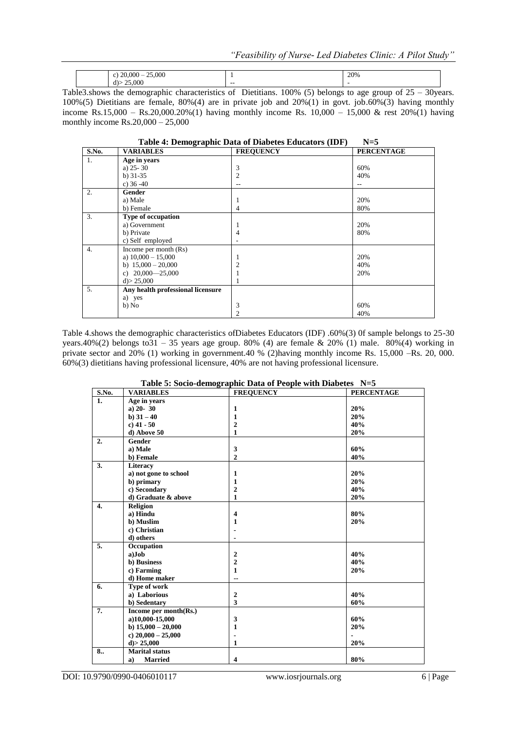| | c) 20,000 – 25,000 | 1 | 20% |
|---|---|---|---|
| | d)> 25,000 | -- | - |

Table3.shows the demographic characteristics of Dietitians. 100% (5) belongs to age group of 25 – 30years. 100%(5) Dietitians are female, 80%(4) are in private job and 20%(1) in govt. job.60%(3) having monthly income Rs.15,000 – Rs.20,000.20%(1) having monthly income Rs. 10,000 – 15,000 & rest 20%(1) having monthly income Rs.20,000 – 25,000

**Table 4: Demographic Data of Diabetes Educators (IDF) N=5**

| S.No. | VARIABLES | FREQUENCY | PERCENTAGE |
|---|---|---|---|
| 1. | **Age in years** | | |
| | a) 25- 30 | 3 | 60% |
| | b) 31-35 | 2 | 40% |
| | c) 36 -40 | -- | -- |
| 2. | **Gender** | | |
| | a) Male | 1 | 20% |
| | b) Female | 4 | 80% |
| 3. | **Type of occupation** | | |
| | a) Government | 1 | 20% |
| | b) Private | 4 | 80% |
| | c) Self employed | - | |
| 4. | Income per month (Rs) | | |
| | a) 10,000 – 15,000 | 1 | 20% |
| | b) 15,000 – 20,000 | 2 | 40% |
| | c) 20,000—25,000 | 1 | 20% |
| | d)> 25,000 | 1 | |
| 5. | **Any health professional licensure** | | |
| | a) yes | | |
| | b) No | 3 | 60% |
| | | 2 | 40% |

Table 4.shows the demographic characteristics ofDiabetes Educators (IDF) .60%(3) 0f sample belongs to 25-30 years.40%(2) belongs to31 – 35 years age group. 80% (4) are female & 20% (1) male. 80%(4) working in private sector and 20% (1) working in government.40 % (2)having monthly income Rs. 15,000 –Rs. 20, 000. 60%(3) dietitians having professional licensure, 40% are not having professional licensure.

**Table 5: Socio-demographic Data of People with Diabetes N=5**

| S.No. | VARIABLES | FREQUENCY | PERCENTAGE |
|---|---|---|---|
| **1.** | **Age in years** | | |
| | **a) 20- 30** | **1** | **20%** |
| | **b) 31 – 40** | **1** | **20%** |
| | **c) 41 - 50** | **2** | **40%** |
| | **d) Above 50** | **1** | **20%** |
| **2.** | **Gender** | | |
| | **a) Male** | **3** | **60%** |
| | **b) Female** | **2** | **40%** |
| **3.** | **Literacy** | | |
| | **a) not gone to school** | **1** | **20%** |
| | **b) primary** | **1** | **20%** |
| | **c) Secondary** | **2** | **40%** |
| | **d) Graduate & above** | **1** | **20%** |
| **4.** | **Religion** | | |
| | **a) Hindu** | **4** | **80%** |
| | **b) Muslim** | **1** | **20%** |
| | **c) Christian** | **-** | |
| | **d) others** | **-** | |
| **5.** | **Occupation** | | |
| | **a)Job** | **2** | **40%** |
| | **b) Business** | **2** | **40%** |
| | **c) Farming** | **1** | **20%** |
| | **d) Home maker** | **--** | |
| **6.** | **Type of work** | | |
| | **a) Laborious** | **2** | **40%** |
| | **b) Sedentary** | **3** | **60%** |
| **7.** | **Income per month(Rs.)** | | |
| | **a)10,000-15,000** | **3** | **60%** |
| | **b) 15,000 – 20,000** | **1** | **20%** |
| | **c) 20,000 – 25,000** | **-** | **-** |
| | **d)> 25,000** | **1** | **20%** |
| **8..** | **Marital status** | | |
| | **a) Married** | **4** | **80%** |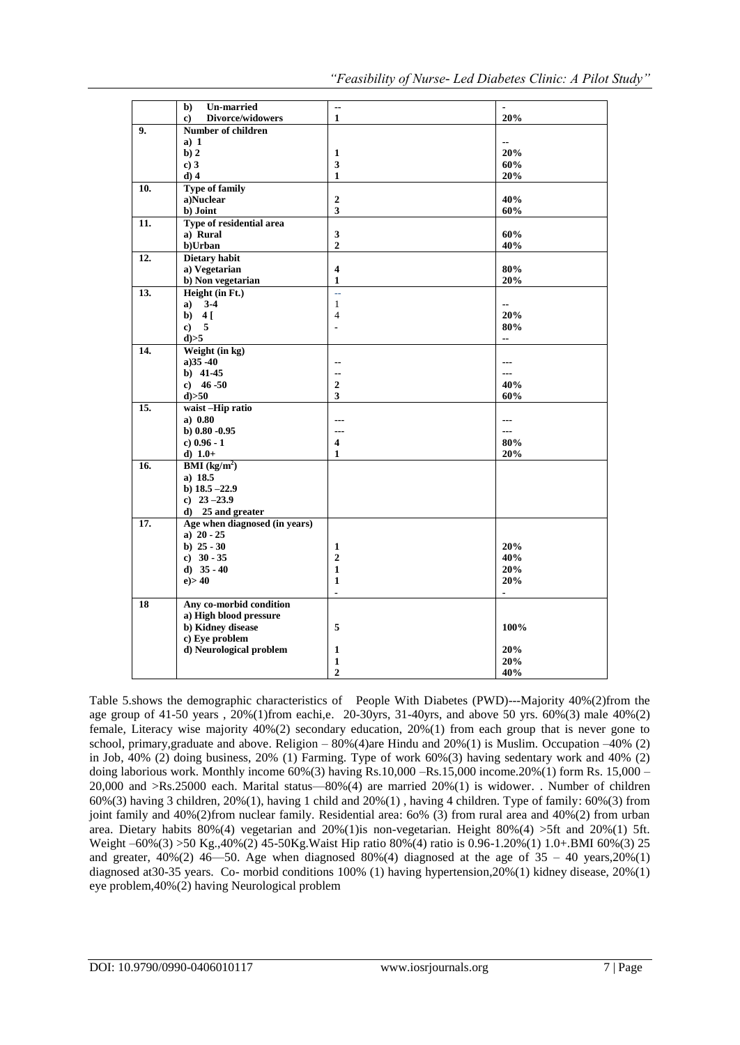| | b) Un-married | -- | - |
|---|---|---|---|
| | c) Divorce/widowers | 1 | 20% |
| 9. | **Number of children** | | |
| | a) 1 | | -- |
| | b) 2 | 1 | 20% |
| | c) 3 | 3 | 60% |
| | d) 4 | 1 | 20% |
| 10. | **Type of family** | | |
| | a)Nuclear | 2 | 40% |
| | b) Joint | 3 | 60% |
| 11. | **Type of residential area** | | |
| | a) Rural | 3 | 60% |
| | b)Urban | 2 | 40% |
| 12. | **Dietary habit** | | |
| | a) Vegetarian | 4 | 80% |
| | b) Non vegetarian | 1 | 20% |
| 13. | **Height (in Ft.)** | -- | |
| | a) 3-4 | 1 | -- |
| | b) 4 [ | 4 | 20% |
| | c) 5 | - | 80% |
| | d)>5 | | -- |
| 14. | **Weight (in kg)** | | |
| | a)35 -40 | -- | --- |
| | b) 41-45 | -- | --- |
| | c) 46 -50 | 2 | 40% |
| | d)>50 | 3 | 60% |
| 15. | **waist –Hip ratio** | | |
| | a) 0.80 | --- | --- |
| | b) 0.80 -0.95 | --- | --- |
| | c) 0.96 - 1 | 4 | 80% |
| | d) 1.0+ | 1 | 20% |
| 16. | **BMI (kg/m$^2$)** | | |
| | a) 18.5 | | |
| | b) 18.5 –22.9 | | |
| | c) 23 –23.9 | | |
| | d) 25 and greater | | |
| 17. | **Age when diagnosed (in years)** | | |
| | a) 20 - 25 | | |
| | b) 25 - 30 | 1 | 20% |
| | c) 30 - 35 | 2 | 40% |
| | d) 35 - 40 | 1 | 20% |
| | e)> 40 | 1 | 20% |
| | | - | - |
| 18 | **Any co-morbid condition** | | |
| | a) High blood pressure | | |
| | b) Kidney disease | 5 | 100% |
| | c) Eye problem | | |
| | d) Neurological problem | 1 | 20% |
| | | 1 | 20% |
| | | 2 | 40% |

Table 5.shows the demographic characteristics of People With Diabetes (PWD)---Majority 40%(2)from the age group of 41-50 years , 20%(1)from eachi,e. 20-30yrs, 31-40yrs, and above 50 yrs. 60%(3) male 40%(2) female, Literacy wise majority 40%(2) secondary education, 20%(1) from each group that is never gone to school, primary,graduate and above. Religion – 80%(4)are Hindu and 20%(1) is Muslim. Occupation –40% (2) in Job, 40% (2) doing business, 20% (1) Farming. Type of work 60%(3) having sedentary work and 40% (2) doing laborious work. Monthly income 60%(3) having Rs.10,000 –Rs.15,000 income.20%(1) form Rs. 15,000 – 20,000 and >Rs.25000 each. Marital status—80%(4) are married 20%(1) is widower. . Number of children 60%(3) having 3 children, 20%(1), having 1 child and 20%(1) , having 4 children. Type of family: 60%(3) from joint family and 40%(2)from nuclear family. Residential area: 6o% (3) from rural area and 40%(2) from urban area. Dietary habits 80%(4) vegetarian and 20%(1)is non-vegetarian. Height 80%(4) >5ft and 20%(1) 5ft. Weight –60%(3) >50 Kg.,40%(2) 45-50Kg.Waist Hip ratio 80%(4) ratio is 0.96-1.20%(1) 1.0+.BMI 60%(3) 25 and greater, 40%(2) 46—50. Age when diagnosed 80%(4) diagnosed at the age of 35 – 40 years,20%(1) diagnosed at30-35 years. Co- morbid conditions 100% (1) having hypertension,20%(1) kidney disease, 20%(1) eye problem,40%(2) having Neurological problem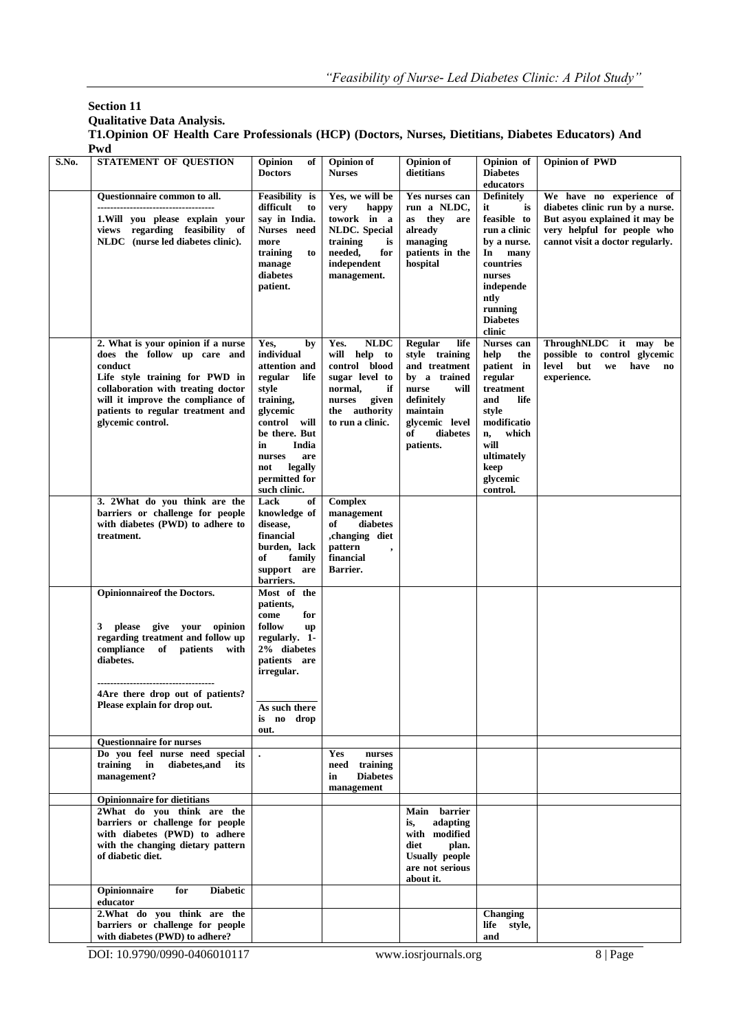**Section 11**

**Qualitative Data Analysis.**

**T1.Opinion OF Health Care Professionals (HCP) (Doctors, Nurses, Dietitians, Diabetes Educators) And Pwd**

| S.No. | STATEMENT OF QUESTION | Opinion of Doctors | Opinion of Nurses | Opinion of dietitians | Opinion of Diabetes educators | Opinion of PWD |
|---|---|---|---|---|---|---|
| | **Questionnaire common to all.** ------------------------------------ **1.Will you please explain your views regarding feasibility of NLDC (nurse led diabetes clinic).** | **Feasibility is difficult to say in India. Nurses need more training to manage diabetes patient.** | **Yes, we will be very happy towork in a NLDC. Special training is needed, for independent management.** | **Yes nurses can run a NLDC, as they are already managing patients in the hospital** | **Definitely it is feasible to run a clinic by a nurse. In many countries nurses independently running Diabetes clinic** | **We have no experience of diabetes clinic run by a nurse. But asyou explained it may be very helpful for people who cannot visit a doctor regularly.** |
| | **2. What is your opinion if a nurse does the follow up care and conduct Life style training for PWD in collaboration with treating doctor will it improve the compliance of patients to regular treatment and glycemic control.** | **Yes, by individual attention and regular life style training, glycemic control will be there. But in India nurses are not legally permitted for such clinic.** | **Yes. NLDC will help to control blood sugar level to normal, if nurses given the authority to run a clinic.** | **Regular life style training and treatment by a trained nurse will definitely maintain glycemic level of diabetes patients.** | **Nurses can help the patient in regular treatment and life style modification, which will ultimately keep glycemic control.** | **ThroughNLDC it may be possible to control glycemic level but we have no experience.** |
| | **3. 2What do you think are the barriers or challenge for people with diabetes (PWD) to adhere to treatment.** | **Lack of knowledge of disease, financial burden, lack of family support are barriers.** | **Complex management of diabetes ,changing diet pattern , financial Barrier.** | | | |
| | **Opinionnaireof the Doctors.** **3 please give your opinion regarding treatment and follow up compliance of patients with diabetes.** ------------------------------------ **4Are there drop out of patients? Please explain for drop out.** | **Most of the patients, come for follow up regularly. 1-2% diabetes patients are irregular.** ------------ **As such there is no drop out.** | | | | |
| | **Questionnaire for nurses** | | | | | |
| | **Do you feel nurse need special training in diabetes,and its management?** | **.** | **Yes nurses need training in Diabetes management** | | | |
| | **Opinionnaire for dietitians** | | | | | |
| | **2What do you think are the barriers or challenge for people with diabetes (PWD) to adhere with the changing dietary pattern of diabetic diet.** | | | **Main barrier is, adapting with modified diet plan. Usually people are not serious about it.** | | |
| | **Opinionnaire for Diabetic educator** | | | | | |
| | **2.What do you think are the barriers or challenge for people with diabetes (PWD) to adhere?** | | | | **Changing life style, and** | |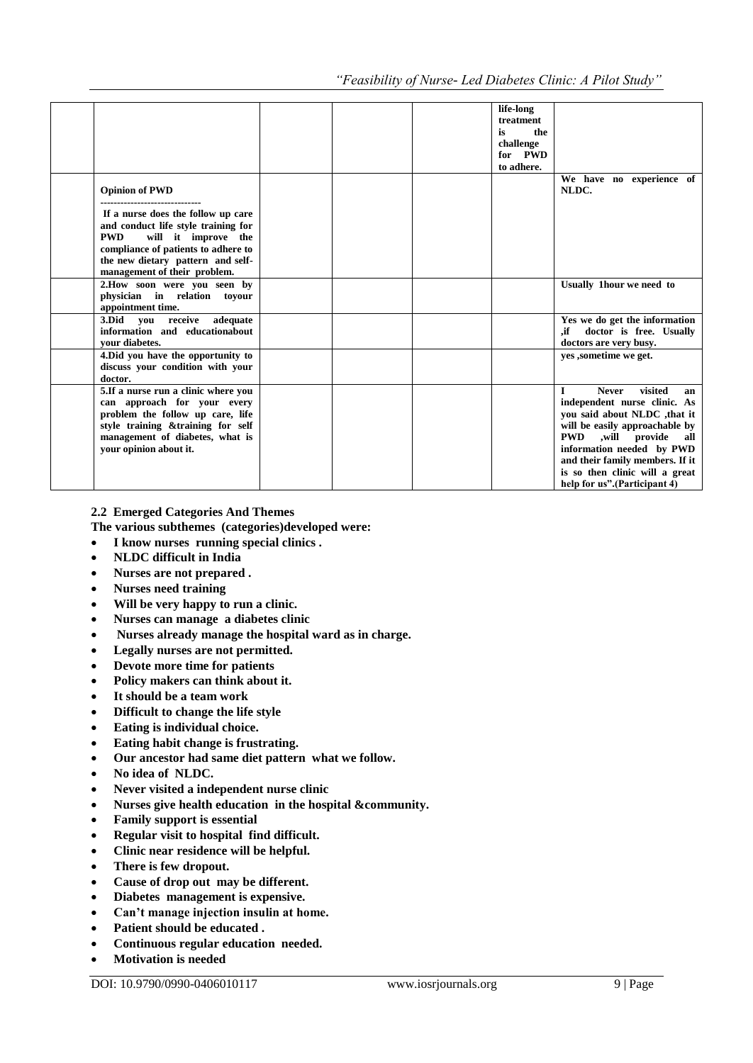| | | | | | | |
|---|---|---|---|---|---|---|
| | | | | | life-long treatment is the challenge for PWD to adhere. | |
| | **Opinion of PWD** ------------------------------ If a nurse does the follow up care and conduct life style training for PWD will it improve the compliance of patients to adhere to the new dietary pattern and self-management of their problem. | | | | | We have no experience of NLDC. |
| | 2.How soon were you seen by physician in relation toyour appointment time. | | | | | Usually 1hour we need to |
| | 3.Did you receive adequate information and educationabout your diabetes. | | | | | Yes we do get the information ,if doctor is free. Usually doctors are very busy. |
| | 4.Did you have the opportunity to discuss your condition with your doctor. | | | | | yes ,sometime we get. |
| | 5.If a nurse run a clinic where you can approach for your every problem the follow up care, life style training &training for self management of diabetes, what is your opinion about it. | | | | | I Never visited an independent nurse clinic. As you said about NLDC ,that it will be easily approachable by PWD ,will provide all information needed by PWD and their family members. If it is so then clinic will a great help for us".(Participant 4) |

### 2.2 Emerged Categories And Themes

**The various subthemes (categories)developed were:**

- **I know nurses running special clinics .**
- **NLDC difficult in India**
- **Nurses are not prepared .**
- **Nurses need training**
- **Will be very happy to run a clinic.**
- **Nurses can manage a diabetes clinic**
- **Nurses already manage the hospital ward as in charge.**
- **Legally nurses are not permitted.**
- **Devote more time for patients**
- **Policy makers can think about it.**
- **It should be a team work**
- **Difficult to change the life style**
- **Eating is individual choice.**
- **Eating habit change is frustrating.**
- **Our ancestor had same diet pattern what we follow.**
- **No idea of NLDC.**
- **Never visited a independent nurse clinic**
- **Nurses give health education in the hospital &community.**
- **Family support is essential**
- **Regular visit to hospital find difficult.**
- **Clinic near residence will be helpful.**
- **There is few dropout.**
- **Cause of drop out may be different.**
- **Diabetes management is expensive.**
- **Can't manage injection insulin at home.**
- **Patient should be educated .**
- **Continuous regular education needed.**
- **Motivation is needed**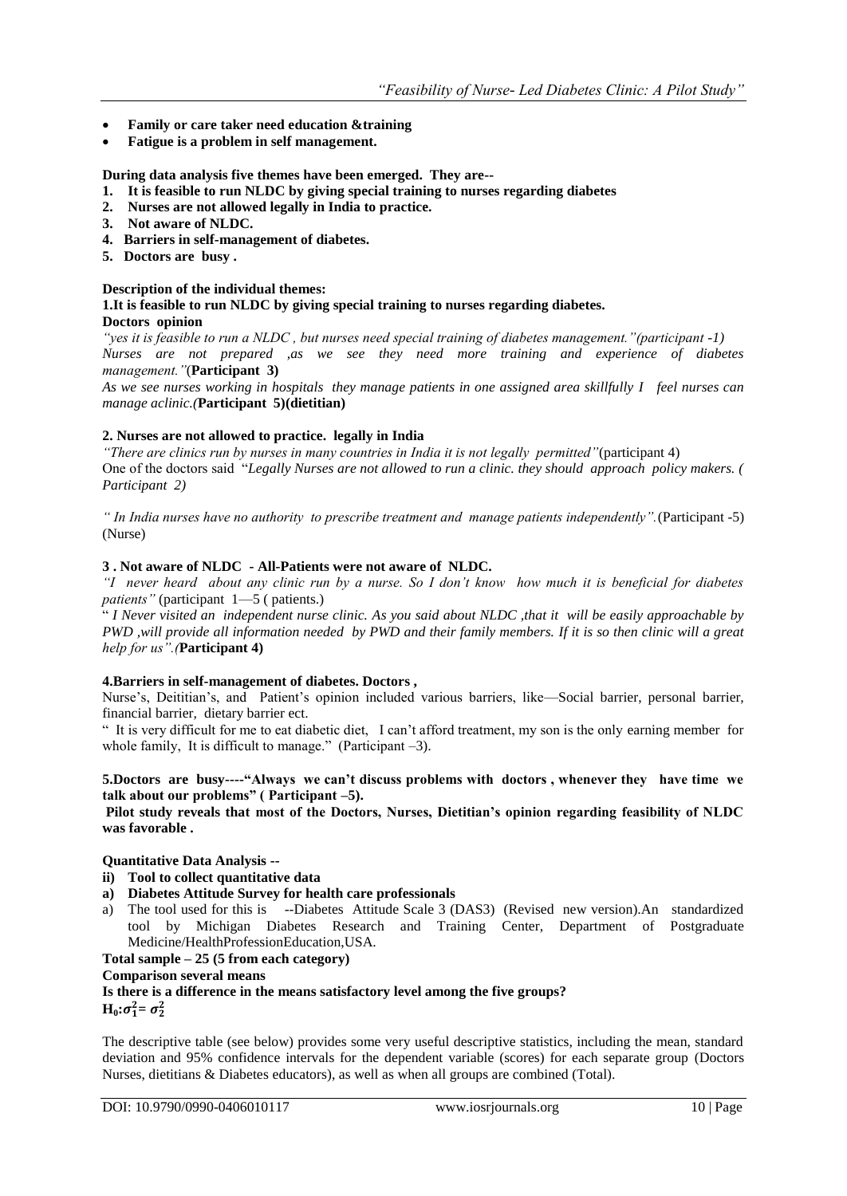- **Family or care taker need education &training**
- **Fatigue is a problem in self management.**

**During data analysis five themes have been emerged. They are--**

1. **It is feasible to run NLDC by giving special training to nurses regarding diabetes**
2. **Nurses are not allowed legally in India to practice.**
3. **Not aware of NLDC.**
4. **Barriers in self-management of diabetes.**
5. **Doctors are busy .**

**Description of the individual themes:**

**1.It is feasible to run NLDC by giving special training to nurses regarding diabetes.**

**Doctors opinion**

*"yes it is feasible to run a NLDC , but nurses need special training of diabetes management."(participant -1)*

*Nurses are not prepared ,as we see they need more training and experience of diabetes management."*(**Participant 3)**

*As we see nurses working in hospitals they manage patients in one assigned area skillfully I feel nurses can manage aclinic.(***Participant 5)(dietitian)**

**2. Nurses are not allowed to practice. legally in India**

*"There are clinics run by nurses in many countries in India it is not legally permitted"*(participant 4)

One of the doctors said "*Legally Nurses are not allowed to run a clinic. they should approach policy makers. ( Participant 2)*

*" In India nurses have no authority to prescribe treatment and manage patients independently".*(Participant -5) (Nurse)

**3 . Not aware of NLDC - All-Patients were not aware of NLDC.**

*"I never heard about any clinic run by a nurse. So I don't know how much it is beneficial for diabetes patients"* (participant 1—5 ( patients.)

" *I Never visited an independent nurse clinic. As you said about NLDC ,that it will be easily approachable by PWD ,will provide all information needed by PWD and their family members. If it is so then clinic will a great help for us".(***Participant 4)**

**4.Barriers in self-management of diabetes. Doctors ,**

Nurse's, Deitiitian's, and Patient's opinion included various barriers, like—Social barrier, personal barrier, financial barrier, dietary barrier ect.

" It is very difficult for me to eat diabetic diet, I can't afford treatment, my son is the only earning member for whole family, It is difficult to manage." (Participant –3).

**5.Doctors are busy----"Always we can't discuss problems with doctors , whenever they have time we talk about our problems" ( Participant –5).**

**Pilot study reveals that most of the Doctors, Nurses, Dietitian's opinion regarding feasibility of NLDC was favorable .**

**Quantitative Data Analysis --**

**ii) Tool to collect quantitative data**

**a) Diabetes Attitude Survey for health care professionals**

a) The tool used for this is --Diabetes Attitude Scale 3 (DAS3) (Revised new version).An standardized tool by Michigan Diabetes Research and Training Center, Department of Postgraduate Medicine/HealthProfessionEducation,USA.

**Total sample – 25 (5 from each category)**

**Comparison several means**

**Is there is a difference in the means satisfactory level among the five groups?**

$\mathbf{H_0}$**:**$\sigma_1^2 = \sigma_2^2$

The descriptive table (see below) provides some very useful descriptive statistics, including the mean, standard deviation and 95% confidence intervals for the dependent variable (scores) for each separate group (Doctors Nurses, dietitians & Diabetes educators), as well as when all groups are combined (Total).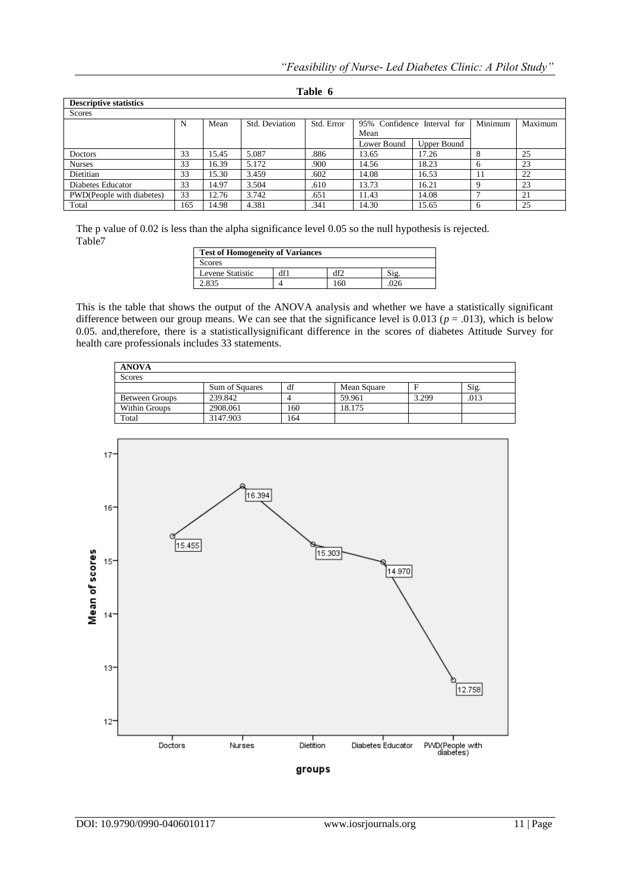**Table 6**

| **Descriptive statistics** | | | | | | | | |
|---|---|---|---|---|---|---|---|---|
| Scores | | | | | | | | |
| | N | Mean | Std. Deviation | Std. Error | 95% Confidence Interval for Mean | | Minimum | Maximum |
| | | | | | Lower Bound | Upper Bound | | |
| Doctors | 33 | 15.45 | 5.087 | .886 | 13.65 | 17.26 | 8 | 25 |
| Nurses | 33 | 16.39 | 5.172 | .900 | 14.56 | 18.23 | 6 | 23 |
| Dietitian | 33 | 15.30 | 3.459 | .602 | 14.08 | 16.53 | 11 | 22 |
| Diabetes Educator | 33 | 14.97 | 3.504 | .610 | 13.73 | 16.21 | 9 | 23 |
| PWD(People with diabetes) | 33 | 12.76 | 3.742 | .651 | 11.43 | 14.08 | 7 | 21 |
| Total | 165 | 14.98 | 4.381 | .341 | 14.30 | 15.65 | 6 | 25 |

The p value of 0.02 is less than the alpha significance level 0.05 so the null hypothesis is rejected.

Table7

| **Test of Homogeneity of Variances** | | | |
|---|---|---|---|
| Scores | | | |
| Levene Statistic | df1 | df2 | Sig. |
| 2.835 | 4 | 160 | .026 |

This is the table that shows the output of the ANOVA analysis and whether we have a statistically significant difference between our group means. We can see that the significance level is 0.013 ($p = .013$), which is below 0.05. and,therefore, there is a statisticallysignificant difference in the scores of diabetes Attitude Survey for health care professionals includes 33 statements.

| **ANOVA** | | | | | |
|---|---|---|---|---|---|
| Scores | | | | | |
| | Sum of Squares | df | Mean Square | F | Sig. |
| Between Groups | 239.842 | 4 | 59.961 | 3.299 | .013 |
| Within Groups | 2908.061 | 160 | 18.175 | | |
| Total | 3147.903 | 164 | | | |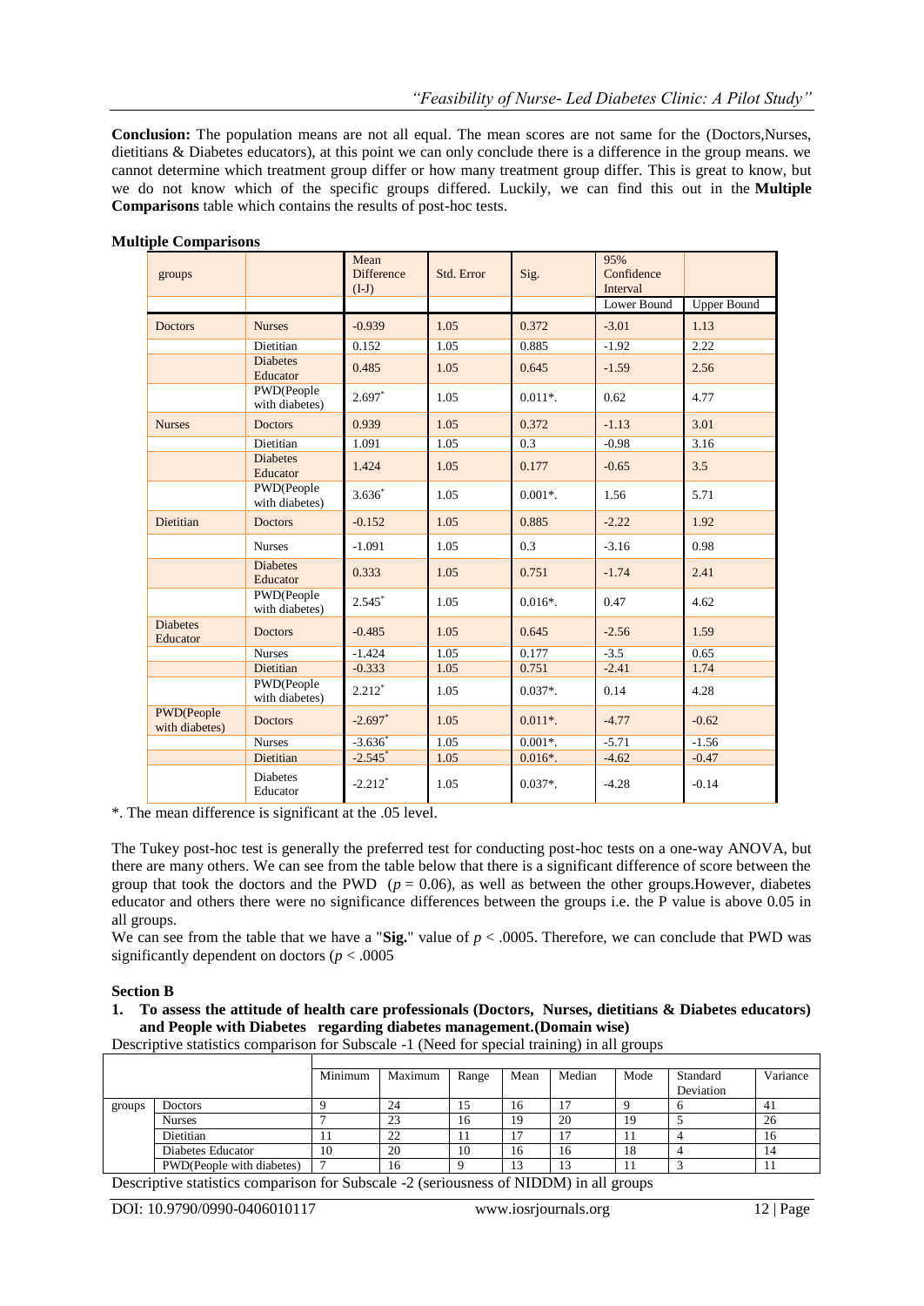**Conclusion:** The population means are not all equal. The mean scores are not same for the (Doctors,Nurses, dietitians & Diabetes educators), at this point we can only conclude there is a difference in the group means. we cannot determine which treatment group differ or how many treatment group differ. This is great to know, but we do not know which of the specific groups differed. Luckily, we can find this out in the **Multiple Comparisons** table which contains the results of post-hoc tests.

**Multiple Comparisons**

| groups | | Mean Difference (I-J) | Std. Error | Sig. | 95% Confidence Interval | |
|---|---|---|---|---|---|---|
| | | | | | Lower Bound | Upper Bound |
| Doctors | Nurses | -0.939 | 1.05 | 0.372 | -3.01 | 1.13 |
| | Dietitian | 0.152 | 1.05 | 0.885 | -1.92 | 2.22 |
| | Diabetes Educator | 0.485 | 1.05 | 0.645 | -1.59 | 2.56 |
| | PWD(People with diabetes) | 2.697* | 1.05 | 0.011*. | 0.62 | 4.77 |
| Nurses | Doctors | 0.939 | 1.05 | 0.372 | -1.13 | 3.01 |
| | Dietitian | 1.091 | 1.05 | 0.3 | -0.98 | 3.16 |
| | Diabetes Educator | 1.424 | 1.05 | 0.177 | -0.65 | 3.5 |
| | PWD(People with diabetes) | 3.636* | 1.05 | 0.001*. | 1.56 | 5.71 |
| Dietitian | Doctors | -0.152 | 1.05 | 0.885 | -2.22 | 1.92 |
| | Nurses | -1.091 | 1.05 | 0.3 | -3.16 | 0.98 |
| | Diabetes Educator | 0.333 | 1.05 | 0.751 | -1.74 | 2.41 |
| | PWD(People with diabetes) | 2.545* | 1.05 | 0.016*. | 0.47 | 4.62 |
| Diabetes Educator | Doctors | -0.485 | 1.05 | 0.645 | -2.56 | 1.59 |
| | Nurses | -1.424 | 1.05 | 0.177 | -3.5 | 0.65 |
| | Dietitian | -0.333 | 1.05 | 0.751 | -2.41 | 1.74 |
| | PWD(People with diabetes) | 2.212* | 1.05 | 0.037*. | 0.14 | 4.28 |
| PWD(People with diabetes) | Doctors | -2.697* | 1.05 | 0.011*. | -4.77 | -0.62 |
| | Nurses | -3.636* | 1.05 | 0.001*. | -5.71 | -1.56 |
| | Dietitian | -2.545* | 1.05 | 0.016*. | -4.62 | -0.47 |
| | Diabetes Educator | -2.212* | 1.05 | 0.037*. | -4.28 | -0.14 |

*. The mean difference is significant at the .05 level.

The Tukey post-hoc test is generally the preferred test for conducting post-hoc tests on a one-way ANOVA, but there are many others. We can see from the table below that there is a significant difference of score between the group that took the doctors and the PWD ($p = 0.06$), as well as between the other groups.However, diabetes educator and others there were no significance differences between the groups i.e. the P value is above 0.05 in all groups.

We can see from the table that we have a "**Sig.**" value of $p < .0005$. Therefore, we can conclude that PWD was significantly dependent on doctors ($p < .0005$

**Section B**

1. **To assess the attitude of health care professionals (Doctors, Nurses, dietitians & Diabetes educators) and People with Diabetes regarding diabetes management.(Domain wise)**

Descriptive statistics comparison for Subscale -1 (Need for special training) in all groups

| | | Minimum | Maximum | Range | Mean | Median | Mode | Standard Deviation | Variance |
|---|---|---|---|---|---|---|---|---|---|
| groups | Doctors | 9 | 24 | 15 | 16 | 17 | 9 | 6 | 41 |
| | Nurses | 7 | 23 | 16 | 19 | 20 | 19 | 5 | 26 |
| | Dietitian | 11 | 22 | 11 | 17 | 17 | 11 | 4 | 16 |
| | Diabetes Educator | 10 | 20 | 10 | 16 | 16 | 18 | 4 | 14 |
| | PWD(People with diabetes) | 7 | 16 | 9 | 13 | 13 | 11 | 3 | 11 |

Descriptive statistics comparison for Subscale -2 (seriousness of NIDDM) in all groups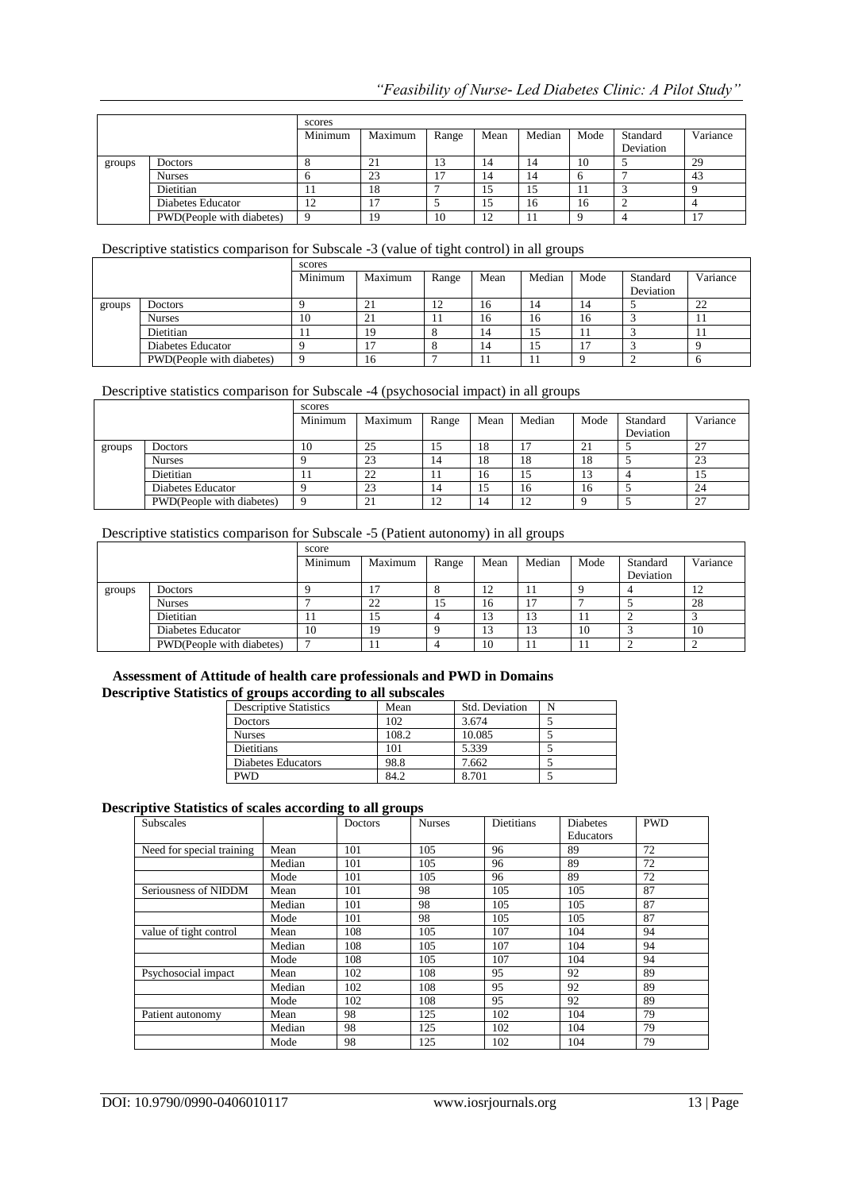| | | scores | | | | | | | |
|---|---|---|---|---|---|---|---|---|---|
| | | Minimum | Maximum | Range | Mean | Median | Mode | Standard Deviation | Variance |
| groups | Doctors | 8 | 21 | 13 | 14 | 14 | 10 | 5 | 29 |
| | Nurses | 6 | 23 | 17 | 14 | 14 | 6 | 7 | 43 |
| | Dietitian | 11 | 18 | 7 | 15 | 15 | 11 | 3 | 9 |
| | Diabetes Educator | 12 | 17 | 5 | 15 | 16 | 16 | 2 | 4 |
| | PWD(People with diabetes) | 9 | 19 | 10 | 12 | 11 | 9 | 4 | 17 |

Descriptive statistics comparison for Subscale -3 (value of tight control) in all groups

| | | scores | | | | | | | |
|---|---|---|---|---|---|---|---|---|---|
| | | Minimum | Maximum | Range | Mean | Median | Mode | Standard Deviation | Variance |
| groups | Doctors | 9 | 21 | 12 | 16 | 14 | 14 | 5 | 22 |
| | Nurses | 10 | 21 | 11 | 16 | 16 | 16 | 3 | 11 |
| | Dietitian | 11 | 19 | 8 | 14 | 15 | 11 | 3 | 11 |
| | Diabetes Educator | 9 | 17 | 8 | 14 | 15 | 17 | 3 | 9 |
| | PWD(People with diabetes) | 9 | 16 | 7 | 11 | 11 | 9 | 2 | 6 |

Descriptive statistics comparison for Subscale -4 (psychosocial impact) in all groups

| | | scores | | | | | | | |
|---|---|---|---|---|---|---|---|---|---|
| | | Minimum | Maximum | Range | Mean | Median | Mode | Standard Deviation | Variance |
| groups | Doctors | 10 | 25 | 15 | 18 | 17 | 21 | 5 | 27 |
| | Nurses | 9 | 23 | 14 | 18 | 18 | 18 | 5 | 23 |
| | Dietitian | 11 | 22 | 11 | 16 | 15 | 13 | 4 | 15 |
| | Diabetes Educator | 9 | 23 | 14 | 15 | 16 | 16 | 5 | 24 |
| | PWD(People with diabetes) | 9 | 21 | 12 | 14 | 12 | 9 | 5 | 27 |

Descriptive statistics comparison for Subscale -5 (Patient autonomy) in all groups

| | | score | | | | | | | |
|---|---|---|---|---|---|---|---|---|---|
| | | Minimum | Maximum | Range | Mean | Median | Mode | Standard Deviation | Variance |
| groups | Doctors | 9 | 17 | 8 | 12 | 11 | 9 | 4 | 12 |
| | Nurses | 7 | 22 | 15 | 16 | 17 | 7 | 5 | 28 |
| | Dietitian | 11 | 15 | 4 | 13 | 13 | 11 | 2 | 3 |
| | Diabetes Educator | 10 | 19 | 9 | 13 | 13 | 10 | 3 | 10 |
| | PWD(People with diabetes) | 7 | 11 | 4 | 10 | 11 | 11 | 2 | 2 |

**Assessment of Attitude of health care professionals and PWD in Domains**

**Descriptive Statistics of groups according to all subscales**

| Descriptive Statistics | Mean | Std. Deviation | N |
|---|---|---|---|
| Doctors | 102 | 3.674 | 5 |
| Nurses | 108.2 | 10.085 | 5 |
| Dietitians | 101 | 5.339 | 5 |
| Diabetes Educators | 98.8 | 7.662 | 5 |
| PWD | 84.2 | 8.701 | 5 |

**Descriptive Statistics of scales according to all groups**

| Subscales | | Doctors | Nurses | Dietitians | Diabetes Educators | PWD |
|---|---|---|---|---|---|---|
| Need for special training | Mean | 101 | 105 | 96 | 89 | 72 |
| | Median | 101 | 105 | 96 | 89 | 72 |
| | Mode | 101 | 105 | 96 | 89 | 72 |
| Seriousness of NIDDM | Mean | 101 | 98 | 105 | 105 | 87 |
| | Median | 101 | 98 | 105 | 105 | 87 |
| | Mode | 101 | 98 | 105 | 105 | 87 |
| value of tight control | Mean | 108 | 105 | 107 | 104 | 94 |
| | Median | 108 | 105 | 107 | 104 | 94 |
| | Mode | 108 | 105 | 107 | 104 | 94 |
| Psychosocial impact | Mean | 102 | 108 | 95 | 92 | 89 |
| | Median | 102 | 108 | 95 | 92 | 89 |
| | Mode | 102 | 108 | 95 | 92 | 89 |
| Patient autonomy | Mean | 98 | 125 | 102 | 104 | 79 |
| | Median | 98 | 125 | 102 | 104 | 79 |
| | Mode | 98 | 125 | 102 | 104 | 79 |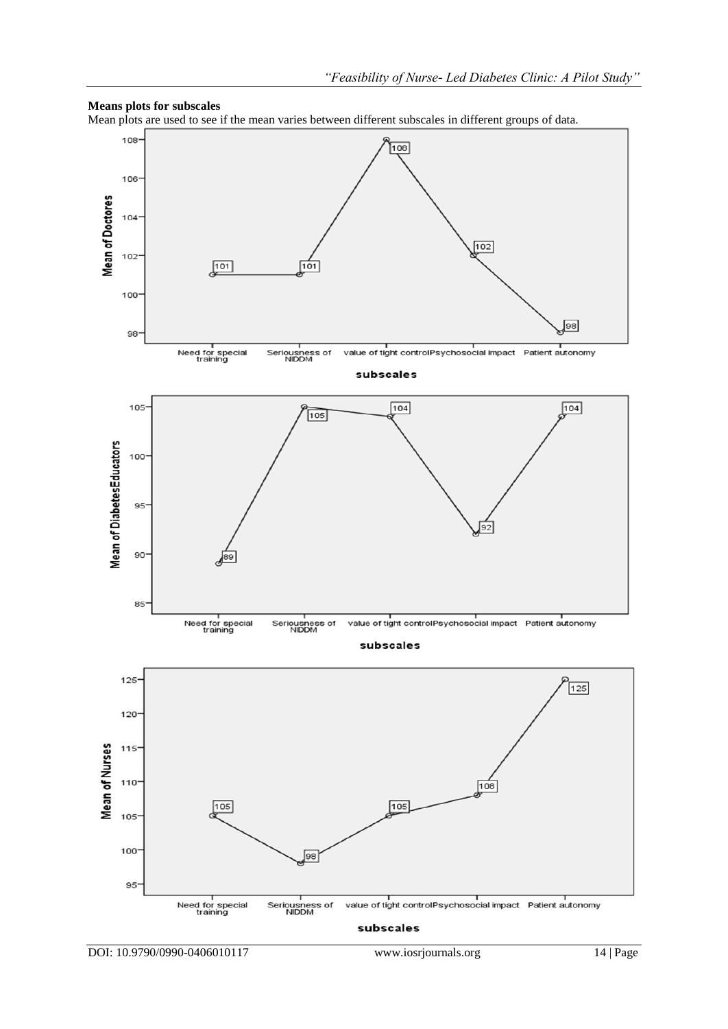**Means plots for subscales**

Mean plots are used to see if the mean varies between different subscales in different groups of data.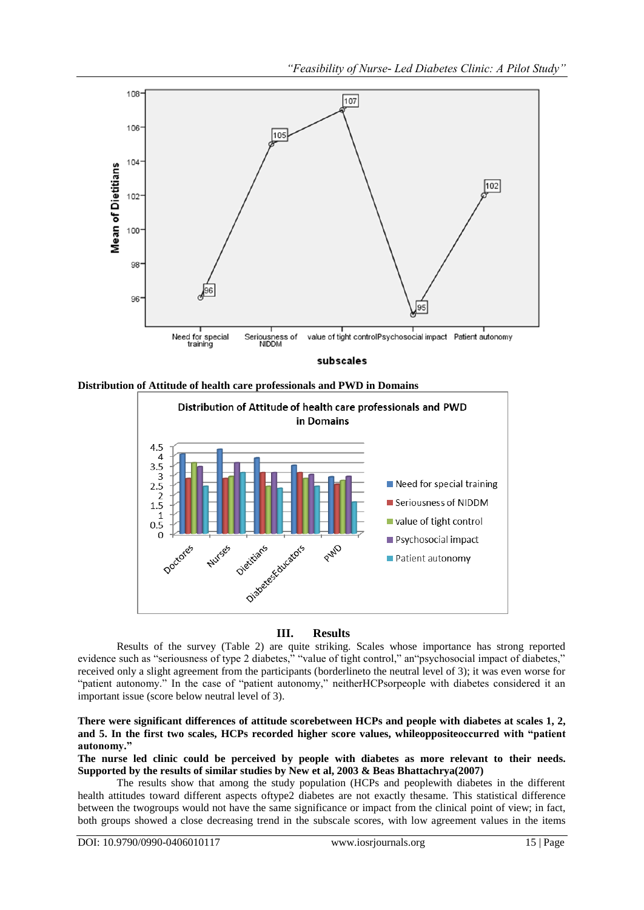Distribution of Attitude of health care professionals and PWD in Domains

## III. Results

Results of the survey (Table 2) are quite striking. Scales whose importance has strong reported evidence such as "seriousness of type 2 diabetes," "value of tight control," an"psychosocial impact of diabetes," received only a slight agreement from the participants (borderlineto the neutral level of 3); it was even worse for "patient autonomy." In the case of "patient autonomy," neitherHCPsorpeople with diabetes considered it an important issue (score below neutral level of 3).

**There were significant differences of attitude scorebetween HCPs and people with diabetes at scales 1, 2, and 5. In the first two scales, HCPs recorded higher score values, whileoppositeoccurred with "patient autonomy."**

**The nurse led clinic could be perceived by people with diabetes as more relevant to their needs. Supported by the results of similar studies by New et al, 2003 & Beas Bhattachrya(2007)**

The results show that among the study population (HCPs and peoplewith diabetes in the different health attitudes toward different aspects oftype2 diabetes are not exactly thesame. This statistical difference between the twogroups would not have the same significance or impact from the clinical point of view; in fact, both groups showed a close decreasing trend in the subscale scores, with low agreement values in the items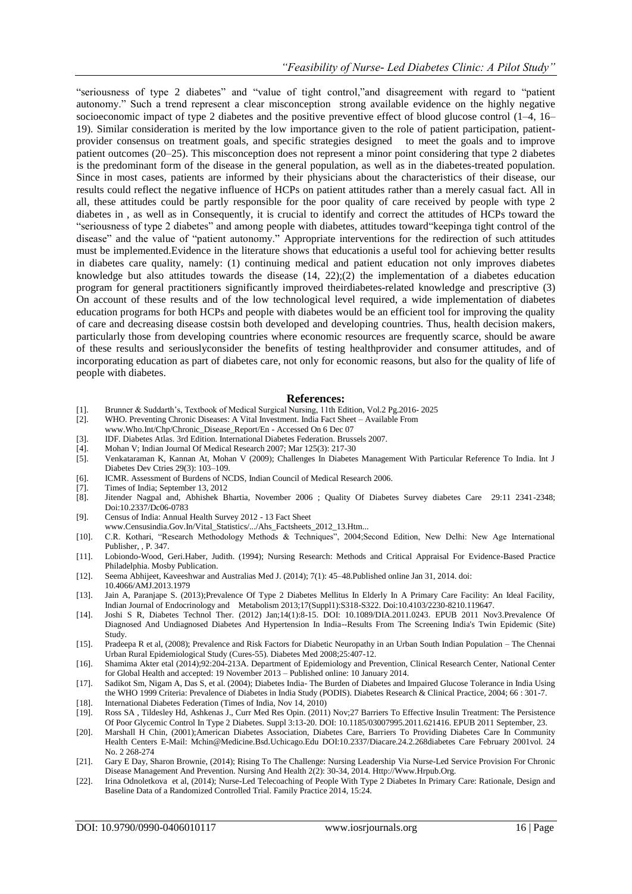"seriousness of type 2 diabetes" and "value of tight control,"and disagreement with regard to "patient autonomy." Such a trend represent a clear misconception strong available evidence on the highly negative socioeconomic impact of type 2 diabetes and the positive preventive effect of blood glucose control (1–4, 16–19). Similar consideration is merited by the low importance given to the role of patient participation, patient-provider consensus on treatment goals, and specific strategies designed to meet the goals and to improve patient outcomes (20–25). This misconception does not represent a minor point considering that type 2 diabetes is the predominant form of the disease in the general population, as well as in the diabetes-treated population. Since in most cases, patients are informed by their physicians about the characteristics of their disease, our results could reflect the negative influence of HCPs on patient attitudes rather than a merely casual fact. All in all, these attitudes could be partly responsible for the poor quality of care received by people with type 2 diabetes in , as well as in Consequently, it is crucial to identify and correct the attitudes of HCPs toward the "seriousness of type 2 diabetes" and among people with diabetes, attitudes toward"keepinga tight control of the disease" and the value of "patient autonomy." Appropriate interventions for the redirection of such attitudes must be implemented.Evidence in the literature shows that educationis a useful tool for achieving better results in diabetes care quality, namely: (1) continuing medical and patient education not only improves diabetes knowledge but also attitudes towards the disease (14, 22);(2) the implementation of a diabetes education program for general practitioners significantly improved theirdiabetes-related knowledge and prescriptive (3) On account of these results and of the low technological level required, a wide implementation of diabetes education programs for both HCPs and people with diabetes would be an efficient tool for improving the quality of care and decreasing disease costsin both developed and developing countries. Thus, health decision makers, particularly those from developing countries where economic resources are frequently scarce, should be aware of these results and seriouslyconsider the benefits of testing healthprovider and consumer attitudes, and of incorporating education as part of diabetes care, not only for economic reasons, but also for the quality of life of people with diabetes.

## References:

[1]. Brunner & Suddarth's, Textbook of Medical Surgical Nursing, 11th Edition, Vol.2 Pg.2016- 2025

[2]. WHO. Preventing Chronic Diseases: A Vital Investment. India Fact Sheet – Available From www.Who.Int/Chp/Chronic_Disease_Report/En - Accessed On 6 Dec 07

[3]. IDF. Diabetes Atlas. 3rd Edition. International Diabetes Federation. Brussels 2007.

[4]. Mohan V; Indian Journal Of Medical Research 2007; Mar 125(3): 217-30

[5]. Venkataraman K, Kannan At, Mohan V (2009); Challenges In Diabetes Management With Particular Reference To India. Int J Diabetes Dev Ctries 29(3): 103–109.

[6]. ICMR. Assessment of Burdens of NCDS, Indian Council of Medical Research 2006.

[7]. Times of India; September 13, 2012

[8]. Jitender Nagpal and, Abhishek Bhartia, November 2006 ; Quality Of Diabetes Survey diabetes Care 29:11 2341-2348; Doi:10.2337/Dc06-0783

[9]. Census of India: Annual Health Survey 2012 - 13 Fact Sheet www.Censusindia.Gov.In/Vital_Statistics/.../Ahs_Factsheets_2012_13.Htm...

[10]. C.R. Kothari, "Research Methodology Methods & Techniques", 2004;Second Edition, New Delhi: New Age International Publisher, , P. 347.

[11]. Lobiondo-Wood, Geri.Haber, Judith. (1994); Nursing Research: Methods and Critical Appraisal For Evidence-Based Practice Philadelphia. Mosby Publication.

[12]. Seema Abhijeet, Kaveeshwar and Australias Med J. (2014); 7(1): 45–48.Published online Jan 31, 2014. doi: 10.4066/AMJ.2013.1979

[13]. Jain A, Paranjape S. (2013);Prevalence Of Type 2 Diabetes Mellitus In Elderly In A Primary Care Facility: An Ideal Facility, Indian Journal of Endocrinology and Metabolism 2013;17(Suppl1):S318-S322. Doi:10.4103/2230-8210.119647.

[14]. Joshi S R, Diabetes Technol Ther. (2012) Jan;14(1):8-15. DOI: 10.1089/DIA.2011.0243. EPUB 2011 Nov3.Prevalence Of Diagnosed And Undiagnosed Diabetes And Hypertension In India--Results From The Screening India's Twin Epidemic (Site) Study.

[15]. Pradeepa R et al, (2008); Prevalence and Risk Factors for Diabetic Neuropathy in an Urban South Indian Population – The Chennai Urban Rural Epidemiological Study (Cures-55). Diabetes Med 2008;25:407-12.

[16]. Shamima Akter etal (2014);92:204-213A. Department of Epidemiology and Prevention, Clinical Research Center, National Center for Global Health and accepted: 19 November 2013 – Published online: 10 January 2014.

[17]. Sadikot Sm, Nigam A, Das S, et al. (2004); Diabetes India- The Burden of Diabetes and Impaired Glucose Tolerance in India Using the WHO 1999 Criteria: Prevalence of Diabetes in India Study (PODIS). Diabetes Research & Clinical Practice, 2004; 66 : 301-7.

[18]. International Diabetes Federation (Times of India, Nov 14, 2010)

[19]. Ross SA , Tildesley Hd, Ashkenas J., Curr Med Res Opin. (2011) Nov;27 Barriers To Effective Insulin Treatment: The Persistence Of Poor Glycemic Control In Type 2 Diabetes. Suppl 3:13-20. DOI: 10.1185/03007995.2011.621416. EPUB 2011 September, 23.

[20]. Marshall H Chin, (2001);American Diabetes Association, Diabetes Care, Barriers To Providing Diabetes Care In Community Health Centers E-Mail: Mchin@Medicine.Bsd.Uchicago.Edu DOI:10.2337/Diacare.24.2.268diabetes Care February 2001vol. 24 No. 2 268-274

[21]. Gary E Day, Sharon Brownie, (2014); Rising To The Challenge: Nursing Leadership Via Nurse-Led Service Provision For Chronic Disease Management And Prevention. Nursing And Health 2(2): 30-34, 2014. Http://Www.Hrpub.Org.

[22]. Irina Odnoletkova et al, (2014); Nurse-Led Telecoaching of People With Type 2 Diabetes In Primary Care: Rationale, Design and Baseline Data of a Randomized Controlled Trial. Family Practice 2014, 15:24.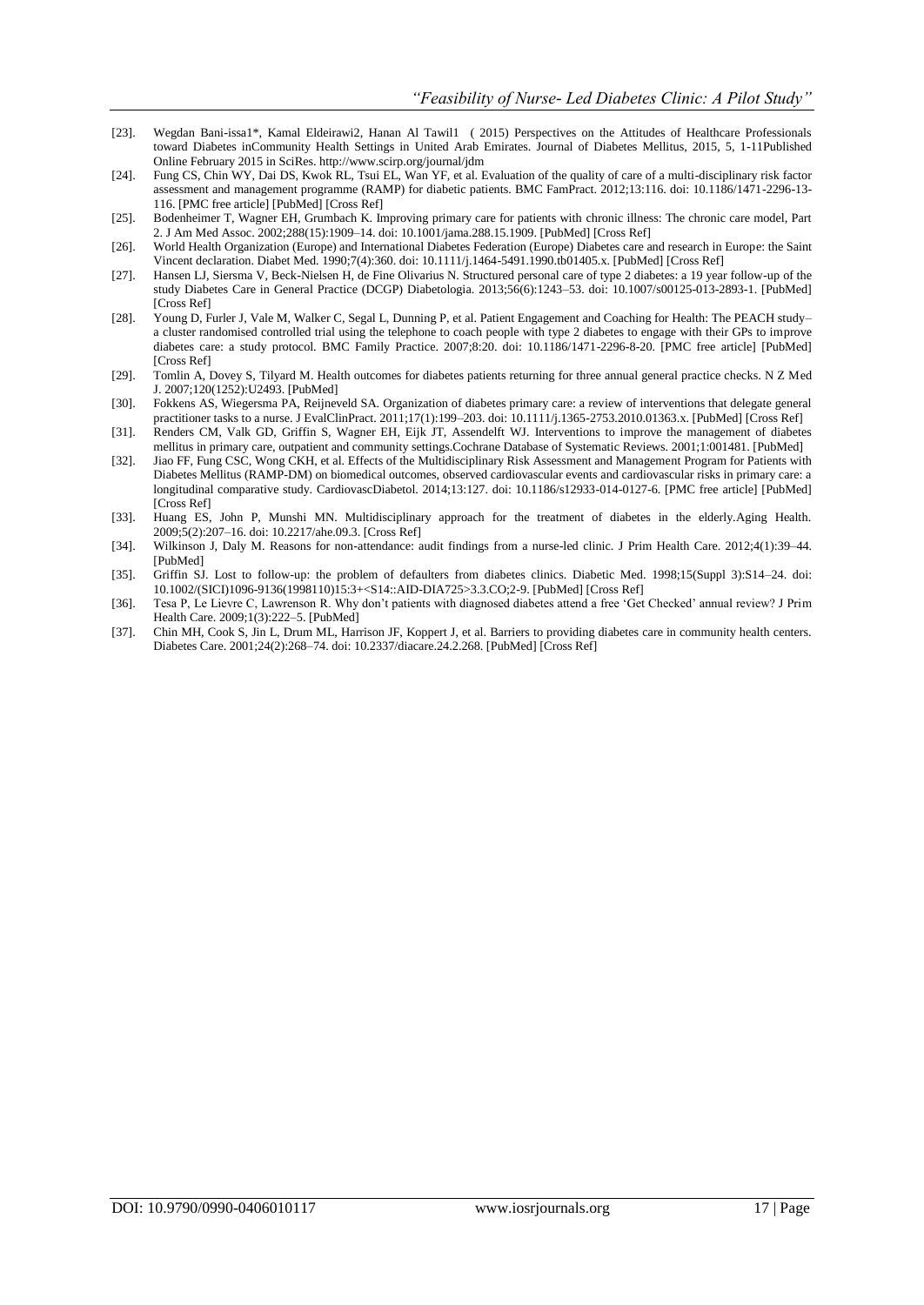[23]. Wegdan Bani-issa1*, Kamal Eldeirawi2, Hanan Al Tawil1 ( 2015) Perspectives on the Attitudes of Healthcare Professionals toward Diabetes inCommunity Health Settings in United Arab Emirates. Journal of Diabetes Mellitus, 2015, 5, 1-11Published Online February 2015 in SciRes. http://www.scirp.org/journal/jdm

[24]. Fung CS, Chin WY, Dai DS, Kwok RL, Tsui EL, Wan YF, et al. Evaluation of the quality of care of a multi-disciplinary risk factor assessment and management programme (RAMP) for diabetic patients. BMC FamPract. 2012;13:116. doi: 10.1186/1471-2296-13-116. [PMC free article] [PubMed] [Cross Ref]

[25]. Bodenheimer T, Wagner EH, Grumbach K. Improving primary care for patients with chronic illness: The chronic care model, Part 2. J Am Med Assoc. 2002;288(15):1909–14. doi: 10.1001/jama.288.15.1909. [PubMed] [Cross Ref]

[26]. World Health Organization (Europe) and International Diabetes Federation (Europe) Diabetes care and research in Europe: the Saint Vincent declaration. Diabet Med. 1990;7(4):360. doi: 10.1111/j.1464-5491.1990.tb01405.x. [PubMed] [Cross Ref]

[27]. Hansen LJ, Siersma V, Beck-Nielsen H, de Fine Olivarius N. Structured personal care of type 2 diabetes: a 19 year follow-up of the study Diabetes Care in General Practice (DCGP) Diabetologia. 2013;56(6):1243–53. doi: 10.1007/s00125-013-2893-1. [PubMed] [Cross Ref]

[28]. Young D, Furler J, Vale M, Walker C, Segal L, Dunning P, et al. Patient Engagement and Coaching for Health: The PEACH study– a cluster randomised controlled trial using the telephone to coach people with type 2 diabetes to engage with their GPs to improve diabetes care: a study protocol. BMC Family Practice. 2007;8:20. doi: 10.1186/1471-2296-8-20. [PMC free article] [PubMed] [Cross Ref]

[29]. Tomlin A, Dovey S, Tilyard M. Health outcomes for diabetes patients returning for three annual general practice checks. N Z Med J. 2007;120(1252):U2493. [PubMed]

[30]. Fokkens AS, Wiegersma PA, Reijneveld SA. Organization of diabetes primary care: a review of interventions that delegate general practitioner tasks to a nurse. J EvalClinPract. 2011;17(1):199–203. doi: 10.1111/j.1365-2753.2010.01363.x. [PubMed] [Cross Ref]

[31]. Renders CM, Valk GD, Griffin S, Wagner EH, Eijk JT, Assendelft WJ. Interventions to improve the management of diabetes mellitus in primary care, outpatient and community settings.Cochrane Database of Systematic Reviews. 2001;1:001481. [PubMed]

[32]. Jiao FF, Fung CSC, Wong CKH, et al. Effects of the Multidisciplinary Risk Assessment and Management Program for Patients with Diabetes Mellitus (RAMP-DM) on biomedical outcomes, observed cardiovascular events and cardiovascular risks in primary care: a longitudinal comparative study. CardiovascDiabetol. 2014;13:127. doi: 10.1186/s12933-014-0127-6. [PMC free article] [PubMed] [Cross Ref]

[33]. Huang ES, John P, Munshi MN. Multidisciplinary approach for the treatment of diabetes in the elderly.Aging Health. 2009;5(2):207–16. doi: 10.2217/ahe.09.3. [Cross Ref]

[34]. Wilkinson J, Daly M. Reasons for non-attendance: audit findings from a nurse-led clinic. J Prim Health Care. 2012;4(1):39–44. [PubMed]

[35]. Griffin SJ. Lost to follow-up: the problem of defaulters from diabetes clinics. Diabetic Med. 1998;15(Suppl 3):S14–24. doi: 10.1002/(SICI)1096-9136(1998110)15:3+<S14::AID-DIA725>3.3.CO;2-9. [PubMed] [Cross Ref]

[36]. Tesa P, Le Lievre C, Lawrenson R. Why don't patients with diagnosed diabetes attend a free 'Get Checked' annual review? J Prim Health Care. 2009;1(3):222–5. [PubMed]

[37]. Chin MH, Cook S, Jin L, Drum ML, Harrison JF, Koppert J, et al. Barriers to providing diabetes care in community health centers. Diabetes Care. 2001;24(2):268–74. doi: 10.2337/diacare.24.2.268. [PubMed] [Cross Ref]